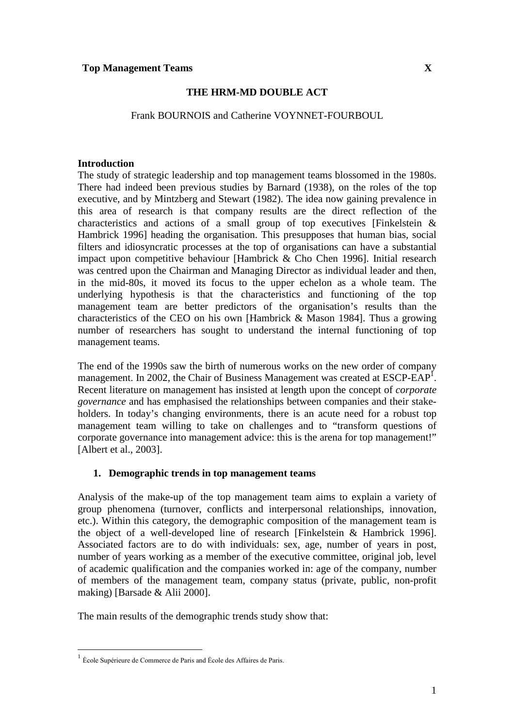**Top Management Teams X**

# THE HRM-MD DOUBLE ACT

Frank BOURNOIS and Catherine VOYNNET-FOURBOUL

## Introduction

The study of strategic leadership and top management teams blossomed in the 1980s. There had indeed been previous studies by Barnard (1938), on the roles of the top executive, and by Mintzberg and Stewart (1982). The idea now gaining prevalence in this area of research is that company results are the direct reflection of the characteristics and actions of a small group of top executives [Finkelstein & Hambrick 1996] heading the organisation. This presupposes that human bias, social filters and idiosyncratic processes at the top of organisations can have a substantial impact upon competitive behaviour [Hambrick & Cho Chen 1996]. Initial research was centred upon the Chairman and Managing Director as individual leader and then, in the mid-80s, it moved its focus to the upper echelon as a whole team. The underlying hypothesis is that the characteristics and functioning of the top management team are better predictors of the organisation's results than the characteristics of the CEO on his own [Hambrick & Mason 1984]. Thus a growing number of researchers has sought to understand the internal functioning of top management teams.

The end of the 1990s saw the birth of numerous works on the new order of company management. In 2002, the Chair of Business Management was created at ESCP-EAP[1]. Recent literature on management has insisted at length upon the concept of *corporate governance* and has emphasised the relationships between companies and their stake-holders. In today's changing environments, there is an acute need for a robust top management team willing to take on challenges and to "transform questions of corporate governance into management advice: this is the arena for top management!" [Albert et al., 2003].

## 1. Demographic trends in top management teams

Analysis of the make-up of the top management team aims to explain a variety of group phenomena (turnover, conflicts and interpersonal relationships, innovation, etc.). Within this category, the demographic composition of the management team is the object of a well-developed line of research [Finkelstein & Hambrick 1996]. Associated factors are to do with individuals: sex, age, number of years in post, number of years working as a member of the executive committee, original job, level of academic qualification and the companies worked in: age of the company, number of members of the management team, company status (private, public, non-profit making) [Barsade & Alii 2000].

The main results of the demographic trends study show that:

---

[1] École Supérieure de Commerce de Paris and École des Affaires de Paris.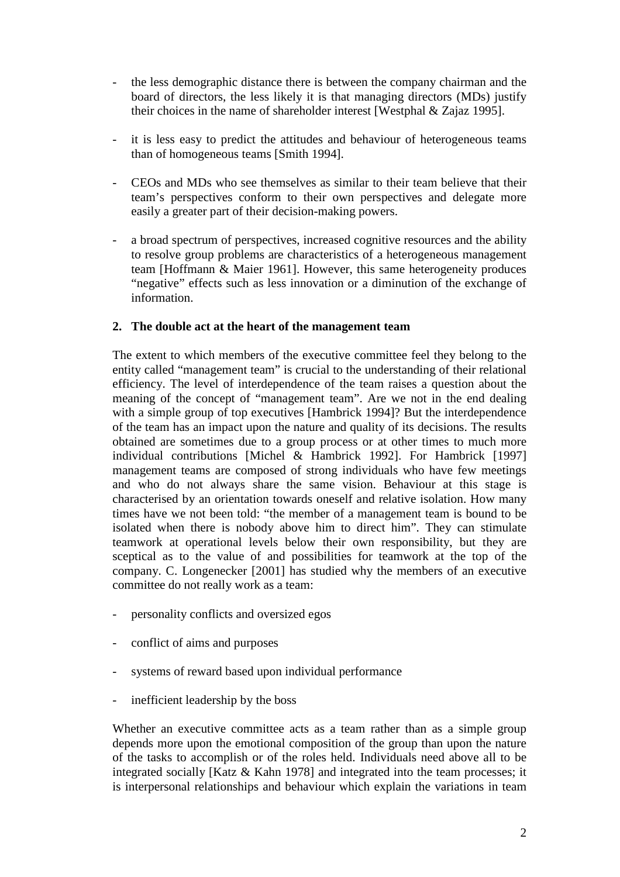- the less demographic distance there is between the company chairman and the board of directors, the less likely it is that managing directors (MDs) justify their choices in the name of shareholder interest [Westphal & Zajaz 1995].

- it is less easy to predict the attitudes and behaviour of heterogeneous teams than of homogeneous teams [Smith 1994].

- CEOs and MDs who see themselves as similar to their team believe that their team's perspectives conform to their own perspectives and delegate more easily a greater part of their decision-making powers.

- a broad spectrum of perspectives, increased cognitive resources and the ability to resolve group problems are characteristics of a heterogeneous management team [Hoffmann & Maier 1961]. However, this same heterogeneity produces "negative" effects such as less innovation or a diminution of the exchange of information.

## 2. The double act at the heart of the management team

The extent to which members of the executive committee feel they belong to the entity called "management team" is crucial to the understanding of their relational efficiency. The level of interdependence of the team raises a question about the meaning of the concept of "management team". Are we not in the end dealing with a simple group of top executives [Hambrick 1994]? But the interdependence of the team has an impact upon the nature and quality of its decisions. The results obtained are sometimes due to a group process or at other times to much more individual contributions [Michel & Hambrick 1992]. For Hambrick [1997] management teams are composed of strong individuals who have few meetings and who do not always share the same vision. Behaviour at this stage is characterised by an orientation towards oneself and relative isolation. How many times have we not been told: "the member of a management team is bound to be isolated when there is nobody above him to direct him". They can stimulate teamwork at operational levels below their own responsibility, but they are sceptical as to the value of and possibilities for teamwork at the top of the company. C. Longenecker [2001] has studied why the members of an executive committee do not really work as a team:

- personality conflicts and oversized egos

- conflict of aims and purposes

- systems of reward based upon individual performance

- inefficient leadership by the boss

Whether an executive committee acts as a team rather than as a simple group depends more upon the emotional composition of the group than upon the nature of the tasks to accomplish or of the roles held. Individuals need above all to be integrated socially [Katz & Kahn 1978] and integrated into the team processes; it is interpersonal relationships and behaviour which explain the variations in team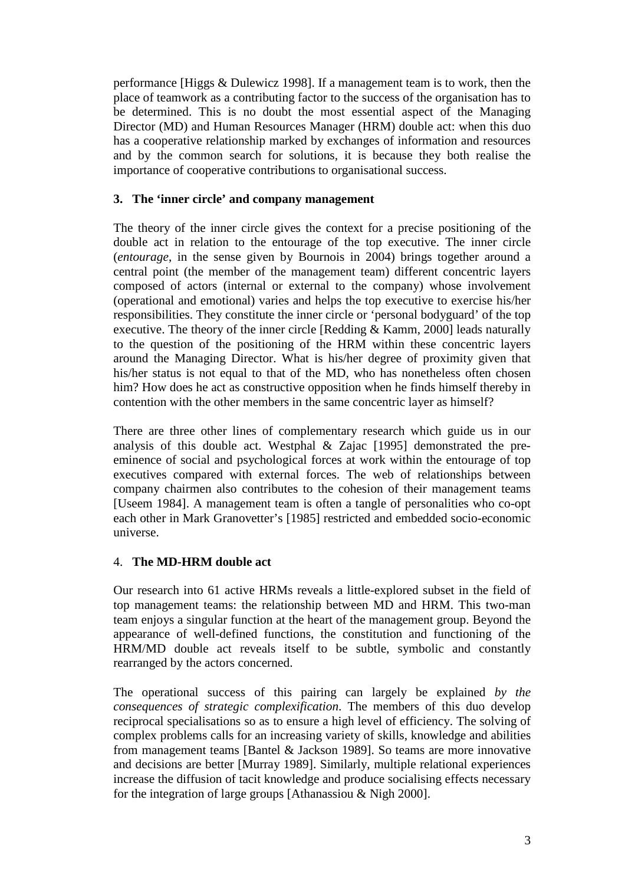performance [Higgs & Dulewicz 1998]. If a management team is to work, then the place of teamwork as a contributing factor to the success of the organisation has to be determined. This is no doubt the most essential aspect of the Managing Director (MD) and Human Resources Manager (HRM) double act: when this duo has a cooperative relationship marked by exchanges of information and resources and by the common search for solutions, it is because they both realise the importance of cooperative contributions to organisational success.

## 3. The 'inner circle' and company management

The theory of the inner circle gives the context for a precise positioning of the double act in relation to the entourage of the top executive. The inner circle (*entourage*, in the sense given by Bournois in 2004) brings together around a central point (the member of the management team) different concentric layers composed of actors (internal or external to the company) whose involvement (operational and emotional) varies and helps the top executive to exercise his/her responsibilities. They constitute the inner circle or 'personal bodyguard' of the top executive. The theory of the inner circle [Redding & Kamm, 2000] leads naturally to the question of the positioning of the HRM within these concentric layers around the Managing Director. What is his/her degree of proximity given that his/her status is not equal to that of the MD, who has nonetheless often chosen him? How does he act as constructive opposition when he finds himself thereby in contention with the other members in the same concentric layer as himself?

There are three other lines of complementary research which guide us in our analysis of this double act. Westphal & Zajac [1995] demonstrated the pre-eminence of social and psychological forces at work within the entourage of top executives compared with external forces. The web of relationships between company chairmen also contributes to the cohesion of their management teams [Useem 1984]. A management team is often a tangle of personalities who co-opt each other in Mark Granovetter's [1985] restricted and embedded socio-economic universe.

## 4. The MD-HRM double act

Our research into 61 active HRMs reveals a little-explored subset in the field of top management teams: the relationship between MD and HRM. This two-man team enjoys a singular function at the heart of the management group. Beyond the appearance of well-defined functions, the constitution and functioning of the HRM/MD double act reveals itself to be subtle, symbolic and constantly rearranged by the actors concerned.

The operational success of this pairing can largely be explained *by the consequences of strategic complexification*. The members of this duo develop reciprocal specialisations so as to ensure a high level of efficiency. The solving of complex problems calls for an increasing variety of skills, knowledge and abilities from management teams [Bantel & Jackson 1989]. So teams are more innovative and decisions are better [Murray 1989]. Similarly, multiple relational experiences increase the diffusion of tacit knowledge and produce socialising effects necessary for the integration of large groups [Athanassiou & Nigh 2000].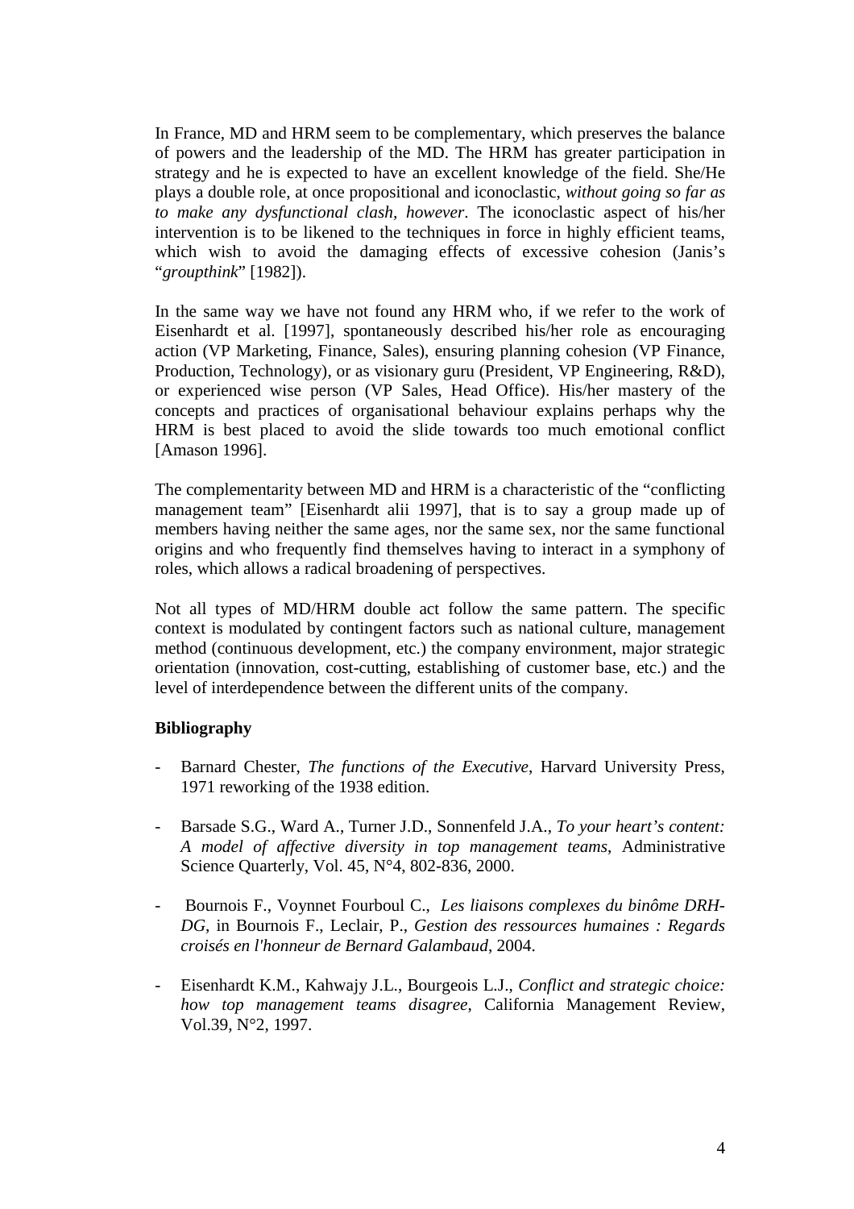In France, MD and HRM seem to be complementary, which preserves the balance of powers and the leadership of the MD. The HRM has greater participation in strategy and he is expected to have an excellent knowledge of the field. She/He plays a double role, at once propositional and iconoclastic, *without going so far as to make any dysfunctional clash, however*. The iconoclastic aspect of his/her intervention is to be likened to the techniques in force in highly efficient teams, which wish to avoid the damaging effects of excessive cohesion (Janis's "*groupthink*" [1982]).

In the same way we have not found any HRM who, if we refer to the work of Eisenhardt et al. [1997], spontaneously described his/her role as encouraging action (VP Marketing, Finance, Sales), ensuring planning cohesion (VP Finance, Production, Technology), or as visionary guru (President, VP Engineering, R&D), or experienced wise person (VP Sales, Head Office). His/her mastery of the concepts and practices of organisational behaviour explains perhaps why the HRM is best placed to avoid the slide towards too much emotional conflict [Amason 1996].

The complementarity between MD and HRM is a characteristic of the "conflicting management team" [Eisenhardt alii 1997], that is to say a group made up of members having neither the same ages, nor the same sex, nor the same functional origins and who frequently find themselves having to interact in a symphony of roles, which allows a radical broadening of perspectives.

Not all types of MD/HRM double act follow the same pattern. The specific context is modulated by contingent factors such as national culture, management method (continuous development, etc.) the company environment, major strategic orientation (innovation, cost-cutting, establishing of customer base, etc.) and the level of interdependence between the different units of the company.

**Bibliography**

- Barnard Chester, *The functions of the Executive*, Harvard University Press, 1971 reworking of the 1938 edition.
- Barsade S.G., Ward A., Turner J.D., Sonnenfeld J.A., *To your heart's content: A model of affective diversity in top management teams*, Administrative Science Quarterly, Vol. 45, N°4, 802-836, 2000.
- Bournois F., Voynnet Fourboul C., *Les liaisons complexes du binôme DRH-DG*, in Bournois F., Leclair, P., *Gestion des ressources humaines : Regards croisés en l'honneur de Bernard Galambaud*, 2004.
- Eisenhardt K.M., Kahwajy J.L., Bourgeois L.J., *Conflict and strategic choice: how top management teams disagree*, California Management Review, Vol.39, N°2, 1997.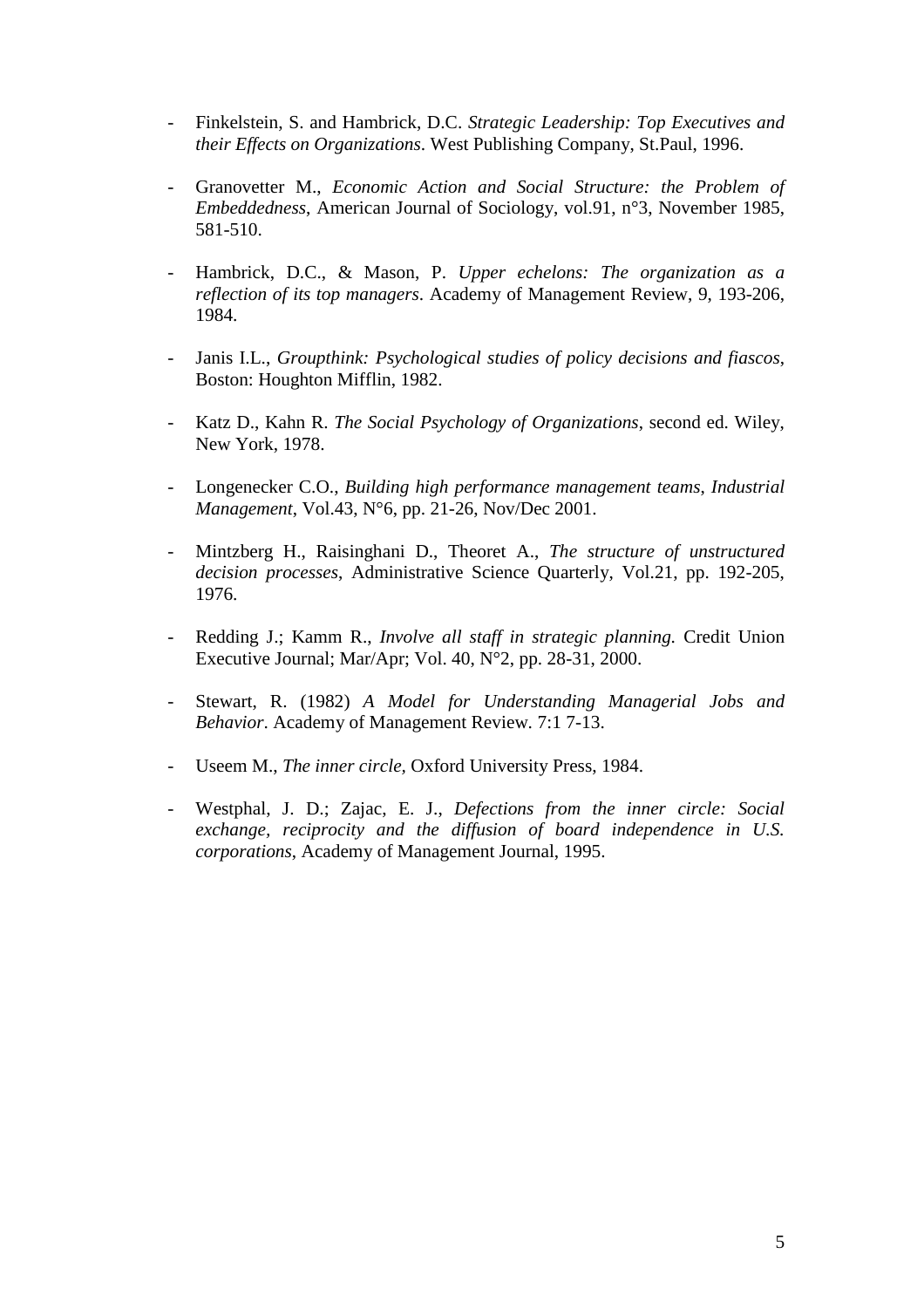- Finkelstein, S. and Hambrick, D.C. *Strategic Leadership: Top Executives and their Effects on Organizations*. West Publishing Company, St.Paul, 1996.

- Granovetter M., *Economic Action and Social Structure: the Problem of Embeddedness*, American Journal of Sociology, vol.91, n°3, November 1985, 581-510.

- Hambrick, D.C., & Mason, P. *Upper echelons: The organization as a reflection of its top managers*. Academy of Management Review, 9, 193-206, 1984.

- Janis I.L., *Groupthink: Psychological studies of policy decisions and fiascos*, Boston: Houghton Mifflin, 1982.

- Katz D., Kahn R. *The Social Psychology of Organizations*, second ed. Wiley, New York, 1978.

- Longenecker C.O., *Building high performance management teams*, *Industrial Management*, Vol.43, N°6, pp. 21-26, Nov/Dec 2001.

- Mintzberg H., Raisinghani D., Theoret A., *The structure of unstructured decision processes*, Administrative Science Quarterly, Vol.21, pp. 192-205, 1976.

- Redding J.; Kamm R., *Involve all staff in strategic planning.* Credit Union Executive Journal; Mar/Apr; Vol. 40, N°2, pp. 28-31, 2000.

- Stewart, R. (1982) *A Model for Understanding Managerial Jobs and Behavior*. Academy of Management Review. 7:1 7-13.

- Useem M., *The inner circle*, Oxford University Press, 1984.

- Westphal, J. D.; Zajac, E. J., *Defections from the inner circle: Social exchange, reciprocity and the diffusion of board independence in U.S. corporations*, Academy of Management Journal, 1995.